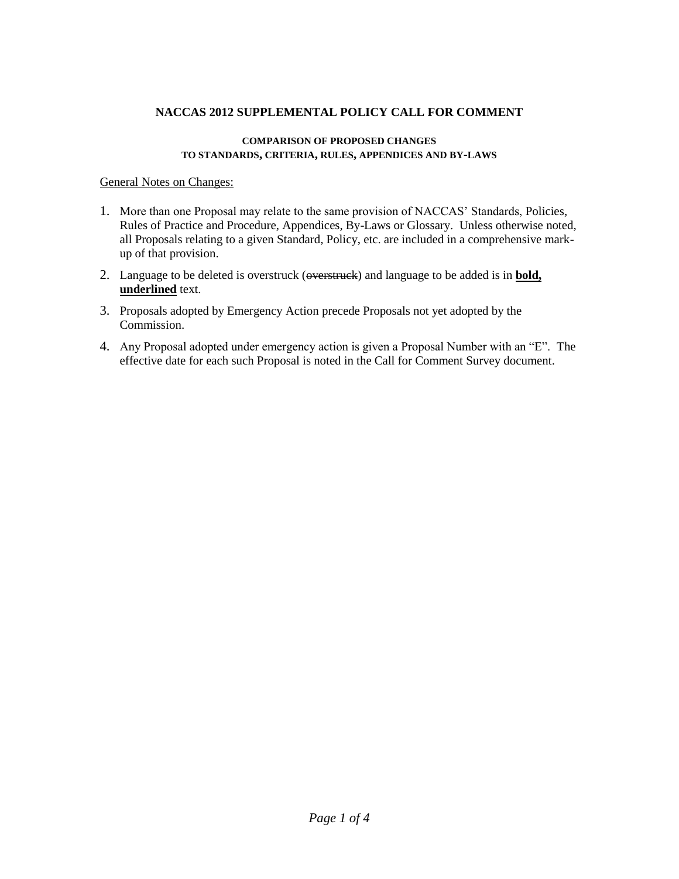# NACCAS 2012 SUPPLEMENTAL POLICY CALL FOR COMMENT

## COMPARISON OF PROPOSED CHANGES TO STANDARDS, CRITERIA, RULES, APPENDICES AND BY-LAWS

General Notes on Changes:

1. More than one Proposal may relate to the same provision of NACCAS' Standards, Policies, Rules of Practice and Procedure, Appendices, By-Laws or Glossary. Unless otherwise noted, all Proposals relating to a given Standard, Policy, etc. are included in a comprehensive mark-up of that provision.
2. Language to be deleted is overstruck (~~overstruck~~) and language to be added is in **bold, underlined** text.
3. Proposals adopted by Emergency Action precede Proposals not yet adopted by the Commission.
4. Any Proposal adopted under emergency action is given a Proposal Number with an "E". The effective date for each such Proposal is noted in the Call for Comment Survey document.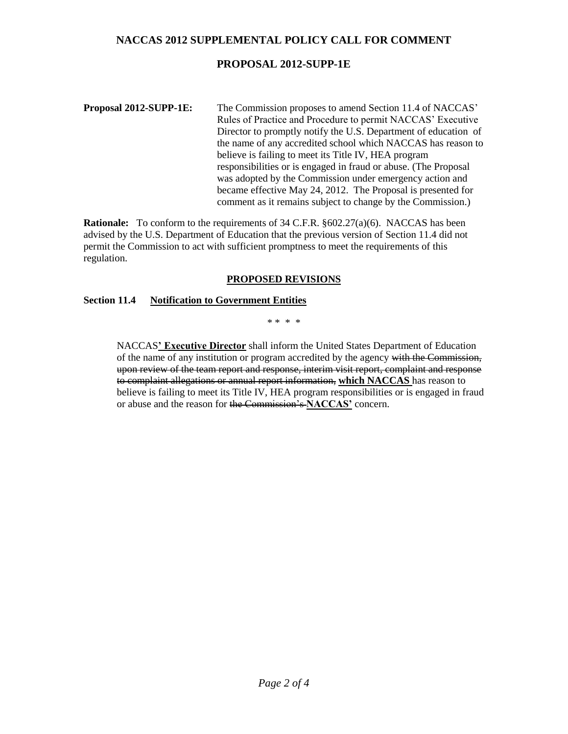**NACCAS 2012 SUPPLEMENTAL POLICY CALL FOR COMMENT**

**PROPOSAL 2012-SUPP-1E**

**Proposal 2012-SUPP-1E:** The Commission proposes to amend Section 11.4 of NACCAS' Rules of Practice and Procedure to permit NACCAS' Executive Director to promptly notify the U.S. Department of education of the name of any accredited school which NACCAS has reason to believe is failing to meet its Title IV, HEA program responsibilities or is engaged in fraud or abuse. (The Proposal was adopted by the Commission under emergency action and became effective May 24, 2012. The Proposal is presented for comment as it remains subject to change by the Commission.)

**Rationale:** To conform to the requirements of 34 C.F.R. §602.27(a)(6). NACCAS has been advised by the U.S. Department of Education that the previous version of Section 11.4 did not permit the Commission to act with sufficient promptness to meet the requirements of this regulation.

**PROPOSED REVISIONS**

**Section 11.4 Notification to Government Entities**

\* \* \* \*

NACCAS**' Executive Director** shall inform the United States Department of Education of the name of any institution or program accredited by the agency ~~with the Commission, upon review of the team report and response, interim visit report, complaint and response to complaint allegations or annual report information,~~ **which NACCAS** has reason to believe is failing to meet its Title IV, HEA program responsibilities or is engaged in fraud or abuse and the reason for ~~the Commission's~~ **NACCAS'** concern.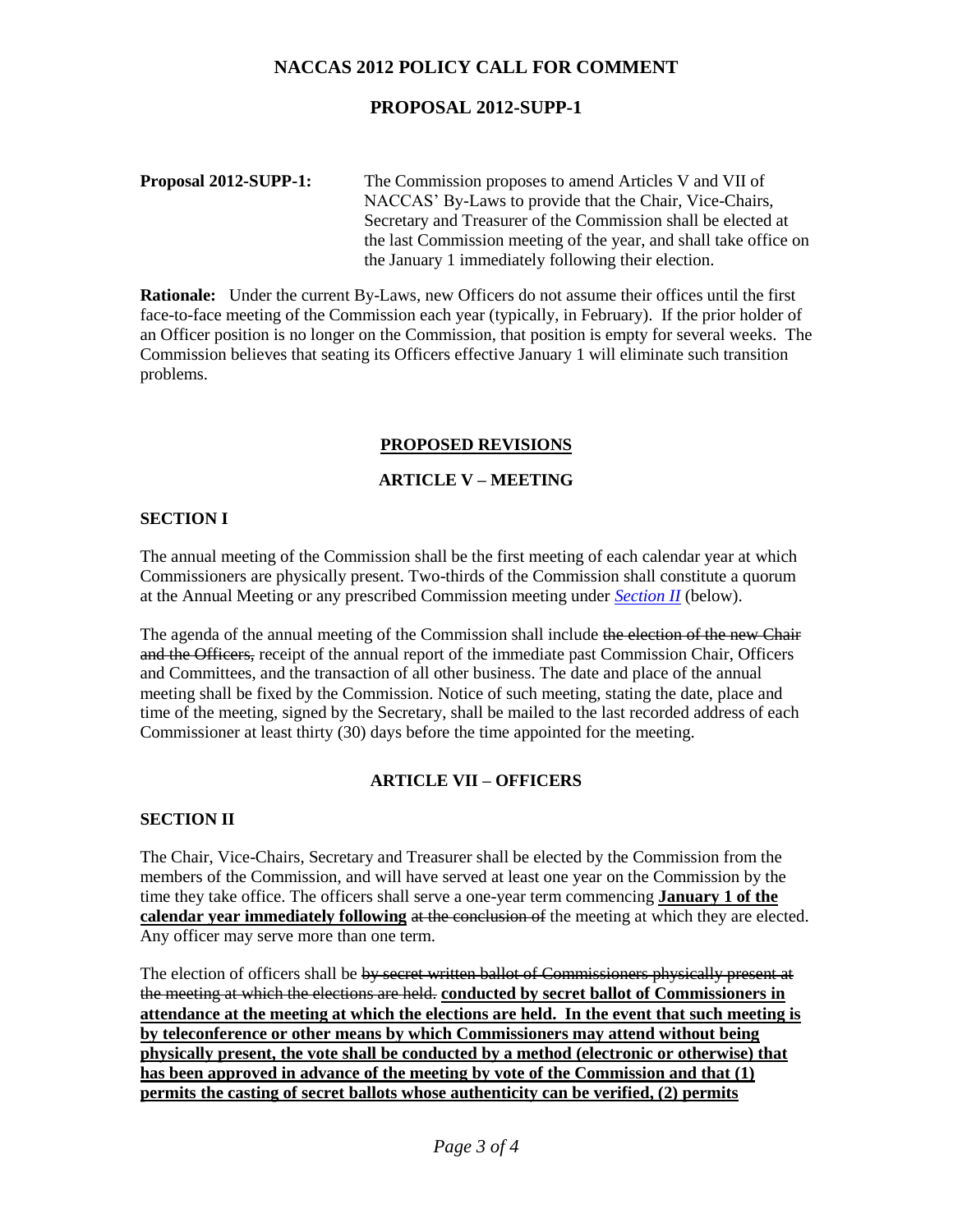# NACCAS 2012 POLICY CALL FOR COMMENT

## PROPOSAL 2012-SUPP-1

**Proposal 2012-SUPP-1:** The Commission proposes to amend Articles V and VII of NACCAS' By-Laws to provide that the Chair, Vice-Chairs, Secretary and Treasurer of the Commission shall be elected at the last Commission meeting of the year, and shall take office on the January 1 immediately following their election.

**Rationale:** Under the current By-Laws, new Officers do not assume their offices until the first face-to-face meeting of the Commission each year (typically, in February). If the prior holder of an Officer position is no longer on the Commission, that position is empty for several weeks. The Commission believes that seating its Officers effective January 1 will eliminate such transition problems.

### PROPOSED REVISIONS

### ARTICLE V – MEETING

**SECTION I**

The annual meeting of the Commission shall be the first meeting of each calendar year at which Commissioners are physically present. Two-thirds of the Commission shall constitute a quorum at the Annual Meeting or any prescribed Commission meeting under *Section II* (below).

The agenda of the annual meeting of the Commission shall include ~~the election of the new Chair and the Officers,~~ receipt of the annual report of the immediate past Commission Chair, Officers and Committees, and the transaction of all other business. The date and place of the annual meeting shall be fixed by the Commission. Notice of such meeting, stating the date, place and time of the meeting, signed by the Secretary, shall be mailed to the last recorded address of each Commissioner at least thirty (30) days before the time appointed for the meeting.

### ARTICLE VII – OFFICERS

**SECTION II**

The Chair, Vice-Chairs, Secretary and Treasurer shall be elected by the Commission from the members of the Commission, and will have served at least one year on the Commission by the time they take office. The officers shall serve a one-year term commencing **<u>January 1 of the calendar year immediately following</u>** ~~at the conclusion of~~ the meeting at which they are elected. Any officer may serve more than one term.

The election of officers shall be ~~by secret written ballot of Commissioners physically present at the meeting at which the elections are held.~~ **<u>conducted by secret ballot of Commissioners in attendance at the meeting at which the elections are held. In the event that such meeting is by teleconference or other means by which Commissioners may attend without being physically present, the vote shall be conducted by a method (electronic or otherwise) that has been approved in advance of the meeting by vote of the Commission and that (1) permits the casting of secret ballots whose authenticity can be verified, (2) permits</u>**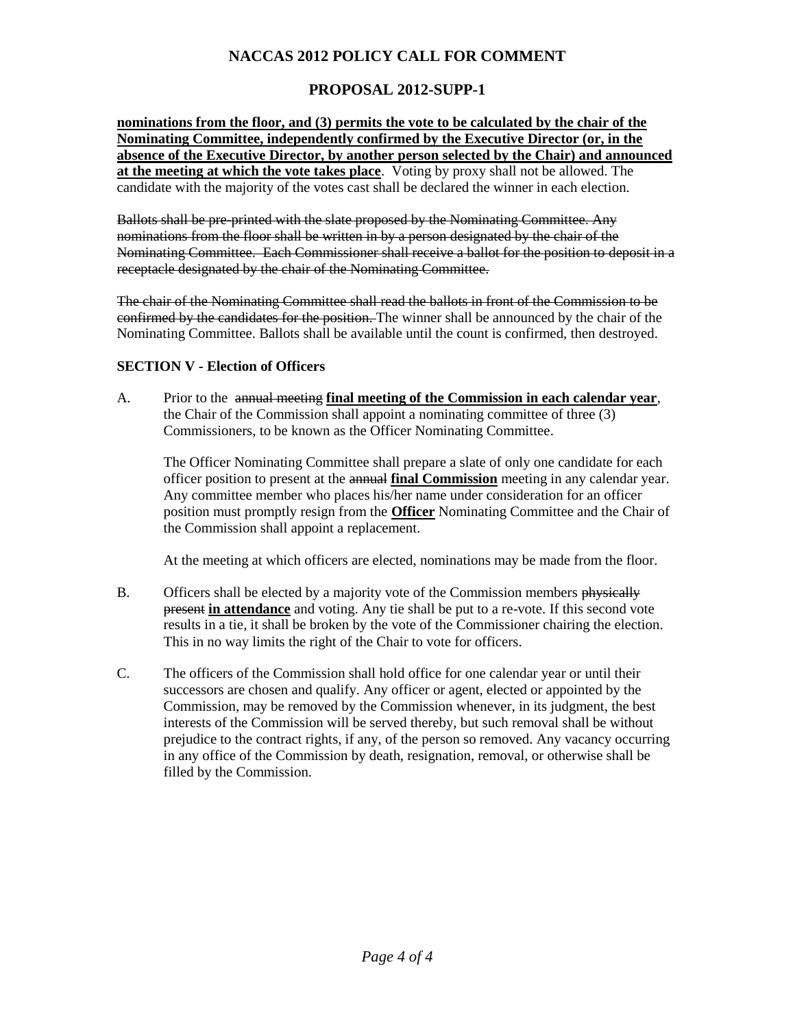# NACCAS 2012 POLICY CALL FOR COMMENT

## PROPOSAL 2012-SUPP-1

**<u>nominations from the floor, and (3) permits the vote to be calculated by the chair of the Nominating Committee, independently confirmed by the Executive Director (or, in the absence of the Executive Director, by another person selected by the Chair) and announced at the meeting at which the vote takes place</u>**. Voting by proxy shall not be allowed. The candidate with the majority of the votes cast shall be declared the winner in each election.

~~Ballots shall be pre-printed with the slate proposed by the Nominating Committee. Any nominations from the floor shall be written in by a person designated by the chair of the Nominating Committee. Each Commissioner shall receive a ballot for the position to deposit in a receptacle designated by the chair of the Nominating Committee.~~

~~The chair of the Nominating Committee shall read the ballots in front of the Commission to be confirmed by the candidates for the position.~~ The winner shall be announced by the chair of the Nominating Committee. Ballots shall be available until the count is confirmed, then destroyed.

**SECTION V - Election of Officers**

A. Prior to the ~~annual meeting~~ **<u>final meeting of the Commission in each calendar year</u>**, the Chair of the Commission shall appoint a nominating committee of three (3) Commissioners, to be known as the Officer Nominating Committee.

The Officer Nominating Committee shall prepare a slate of only one candidate for each officer position to present at the ~~annual~~ **<u>final Commission</u>** meeting in any calendar year. Any committee member who places his/her name under consideration for an officer position must promptly resign from the **<u>Officer</u>** Nominating Committee and the Chair of the Commission shall appoint a replacement.

At the meeting at which officers are elected, nominations may be made from the floor.

B. Officers shall be elected by a majority vote of the Commission members ~~physically present~~ **<u>in attendance</u>** and voting. Any tie shall be put to a re-vote. If this second vote results in a tie, it shall be broken by the vote of the Commissioner chairing the election. This in no way limits the right of the Chair to vote for officers.

C. The officers of the Commission shall hold office for one calendar year or until their successors are chosen and qualify. Any officer or agent, elected or appointed by the Commission, may be removed by the Commission whenever, in its judgment, the best interests of the Commission will be served thereby, but such removal shall be without prejudice to the contract rights, if any, of the person so removed. Any vacancy occurring in any office of the Commission by death, resignation, removal, or otherwise shall be filled by the Commission.